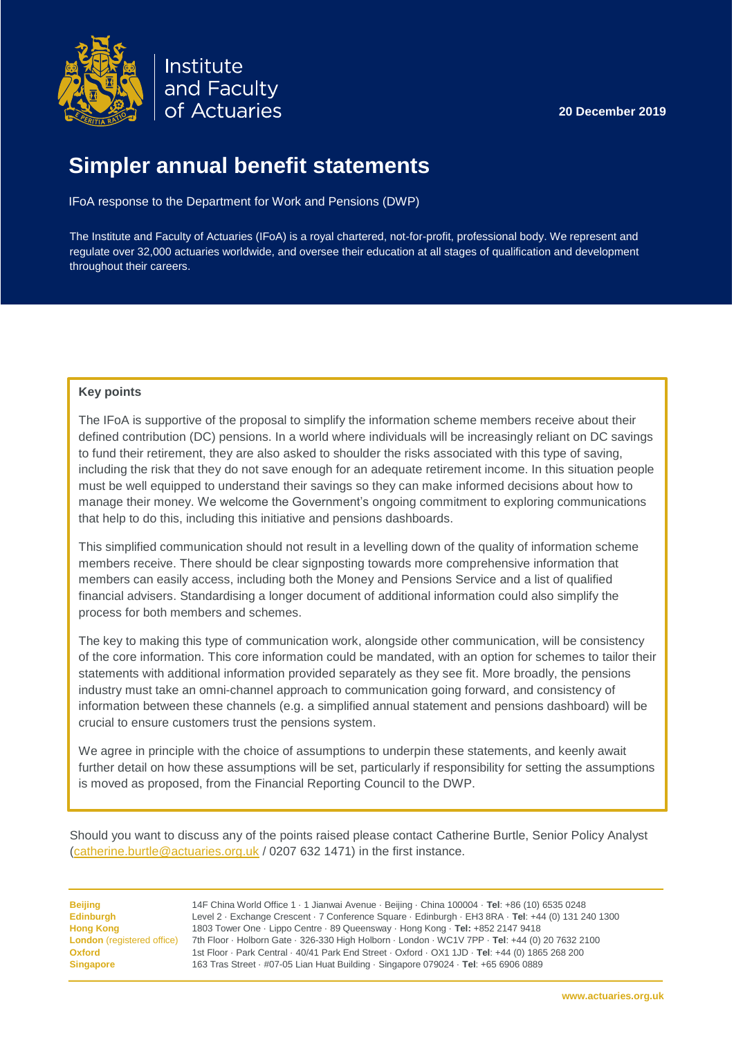Institute and Faculty of Actuaries

**20 December 2019**

# Simpler annual benefit statements

IFoA response to the Department for Work and Pensions (DWP)

The Institute and Faculty of Actuaries (IFoA) is a royal chartered, not-for-profit, professional body. We represent and regulate over 32,000 actuaries worldwide, and oversee their education at all stages of qualification and development throughout their careers.

**Key points**

The IFoA is supportive of the proposal to simplify the information scheme members receive about their defined contribution (DC) pensions. In a world where individuals will be increasingly reliant on DC savings to fund their retirement, they are also asked to shoulder the risks associated with this type of saving, including the risk that they do not save enough for an adequate retirement income. In this situation people must be well equipped to understand their savings so they can make informed decisions about how to manage their money. We welcome the Government's ongoing commitment to exploring communications that help to do this, including this initiative and pensions dashboards.

This simplified communication should not result in a levelling down of the quality of information scheme members receive. There should be clear signposting towards more comprehensive information that members can easily access, including both the Money and Pensions Service and a list of qualified financial advisers. Standardising a longer document of additional information could also simplify the process for both members and schemes.

The key to making this type of communication work, alongside other communication, will be consistency of the core information. This core information could be mandated, with an option for schemes to tailor their statements with additional information provided separately as they see fit. More broadly, the pensions industry must take an omni-channel approach to communication going forward, and consistency of information between these channels (e.g. a simplified annual statement and pensions dashboard) will be crucial to ensure customers trust the pensions system.

We agree in principle with the choice of assumptions to underpin these statements, and keenly await further detail on how these assumptions will be set, particularly if responsibility for setting the assumptions is moved as proposed, from the Financial Reporting Council to the DWP.

Should you want to discuss any of the points raised please contact Catherine Burtle, Senior Policy Analyst (catherine.burtle@actuaries.org.uk / 0207 632 1471) in the first instance.

| | |
|---|---|
| **Beijing** | 14F China World Office 1 · 1 Jianwai Avenue · Beijing · China 100004 · **Tel**: +86 (10) 6535 0248 |
| **Edinburgh** | Level 2 · Exchange Crescent · 7 Conference Square · Edinburgh · EH3 8RA · **Tel**: +44 (0) 131 240 1300 |
| **Hong Kong** | 1803 Tower One · Lippo Centre · 89 Queensway · Hong Kong · **Tel:** +852 2147 9418 |
| **London** (registered office) | 7th Floor · Holborn Gate · 326-330 High Holborn · London · WC1V 7PP · **Tel**: +44 (0) 20 7632 2100 |
| **Oxford** | 1st Floor · Park Central · 40/41 Park End Street · Oxford · OX1 1JD · **Tel**: +44 (0) 1865 268 200 |
| **Singapore** | 163 Tras Street · #07-05 Lian Huat Building · Singapore 079024 · **Tel**: +65 6906 0889 |

www.actuaries.org.uk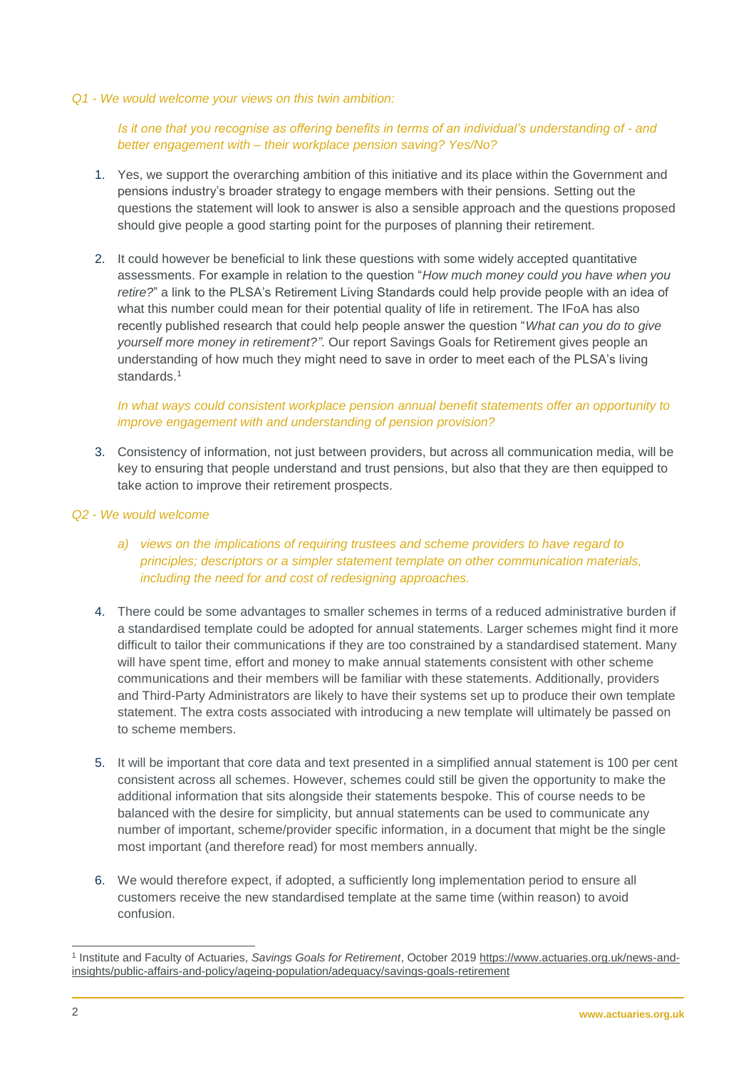*Q1 - We would welcome your views on this twin ambition:*

*Is it one that you recognise as offering benefits in terms of an individual's understanding of - and better engagement with – their workplace pension saving? Yes/No?*

1. Yes, we support the overarching ambition of this initiative and its place within the Government and pensions industry's broader strategy to engage members with their pensions. Setting out the questions the statement will look to answer is also a sensible approach and the questions proposed should give people a good starting point for the purposes of planning their retirement.

2. It could however be beneficial to link these questions with some widely accepted quantitative assessments. For example in relation to the question "*How much money could you have when you retire?*" a link to the PLSA's Retirement Living Standards could help provide people with an idea of what this number could mean for their potential quality of life in retirement. The IFoA has also recently published research that could help people answer the question "*What can you do to give yourself more money in retirement?"*. Our report Savings Goals for Retirement gives people an understanding of how much they might need to save in order to meet each of the PLSA's living standards.[1]

*In what ways could consistent workplace pension annual benefit statements offer an opportunity to improve engagement with and understanding of pension provision?*

3. Consistency of information, not just between providers, but across all communication media, will be key to ensuring that people understand and trust pensions, but also that they are then equipped to take action to improve their retirement prospects.

*Q2 - We would welcome*

*a) views on the implications of requiring trustees and scheme providers to have regard to principles; descriptors or a simpler statement template on other communication materials, including the need for and cost of redesigning approaches.*

4. There could be some advantages to smaller schemes in terms of a reduced administrative burden if a standardised template could be adopted for annual statements. Larger schemes might find it more difficult to tailor their communications if they are too constrained by a standardised statement. Many will have spent time, effort and money to make annual statements consistent with other scheme communications and their members will be familiar with these statements. Additionally, providers and Third-Party Administrators are likely to have their systems set up to produce their own template statement. The extra costs associated with introducing a new template will ultimately be passed on to scheme members.

5. It will be important that core data and text presented in a simplified annual statement is 100 per cent consistent across all schemes. However, schemes could still be given the opportunity to make the additional information that sits alongside their statements bespoke. This of course needs to be balanced with the desire for simplicity, but annual statements can be used to communicate any number of important, scheme/provider specific information, in a document that might be the single most important (and therefore read) for most members annually.

6. We would therefore expect, if adopted, a sufficiently long implementation period to ensure all customers receive the new standardised template at the same time (within reason) to avoid confusion.

---

[1] Institute and Faculty of Actuaries, *Savings Goals for Retirement*, October 2019 https://www.actuaries.org.uk/news-and-insights/public-affairs-and-policy/ageing-population/adequacy/savings-goals-retirement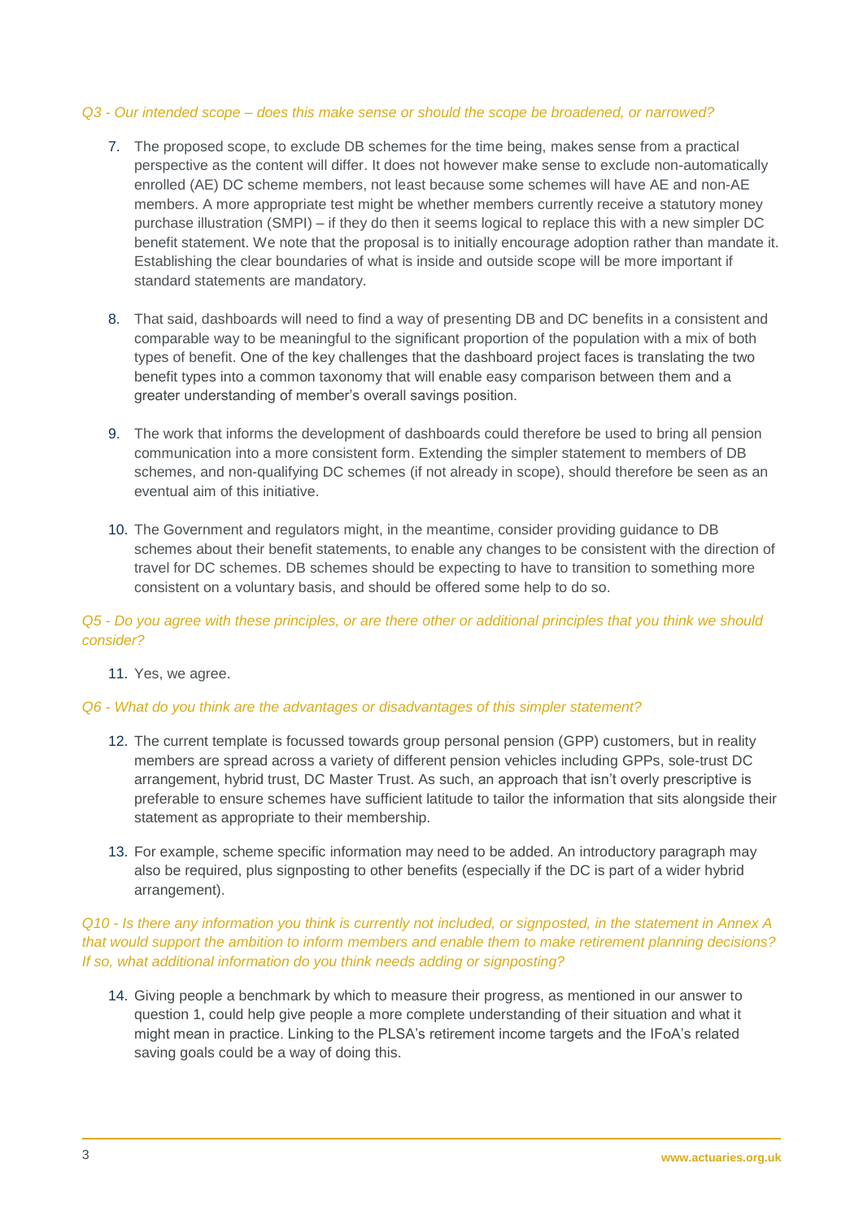*Q3 - Our intended scope – does this make sense or should the scope be broadened, or narrowed?*

7. The proposed scope, to exclude DB schemes for the time being, makes sense from a practical perspective as the content will differ. It does not however make sense to exclude non-automatically enrolled (AE) DC scheme members, not least because some schemes will have AE and non-AE members. A more appropriate test might be whether members currently receive a statutory money purchase illustration (SMPI) – if they do then it seems logical to replace this with a new simpler DC benefit statement. We note that the proposal is to initially encourage adoption rather than mandate it. Establishing the clear boundaries of what is inside and outside scope will be more important if standard statements are mandatory.

8. That said, dashboards will need to find a way of presenting DB and DC benefits in a consistent and comparable way to be meaningful to the significant proportion of the population with a mix of both types of benefit. One of the key challenges that the dashboard project faces is translating the two benefit types into a common taxonomy that will enable easy comparison between them and a greater understanding of member's overall savings position.

9. The work that informs the development of dashboards could therefore be used to bring all pension communication into a more consistent form. Extending the simpler statement to members of DB schemes, and non-qualifying DC schemes (if not already in scope), should therefore be seen as an eventual aim of this initiative.

10. The Government and regulators might, in the meantime, consider providing guidance to DB schemes about their benefit statements, to enable any changes to be consistent with the direction of travel for DC schemes. DB schemes should be expecting to have to transition to something more consistent on a voluntary basis, and should be offered some help to do so.

*Q5 - Do you agree with these principles, or are there other or additional principles that you think we should consider?*

11. Yes, we agree.

*Q6 - What do you think are the advantages or disadvantages of this simpler statement?*

12. The current template is focussed towards group personal pension (GPP) customers, but in reality members are spread across a variety of different pension vehicles including GPPs, sole-trust DC arrangement, hybrid trust, DC Master Trust. As such, an approach that isn't overly prescriptive is preferable to ensure schemes have sufficient latitude to tailor the information that sits alongside their statement as appropriate to their membership.

13. For example, scheme specific information may need to be added. An introductory paragraph may also be required, plus signposting to other benefits (especially if the DC is part of a wider hybrid arrangement).

*Q10 - Is there any information you think is currently not included, or signposted, in the statement in Annex A that would support the ambition to inform members and enable them to make retirement planning decisions? If so, what additional information do you think needs adding or signposting?*

14. Giving people a benchmark by which to measure their progress, as mentioned in our answer to question 1, could help give people a more complete understanding of their situation and what it might mean in practice. Linking to the PLSA's retirement income targets and the IFoA's related saving goals could be a way of doing this.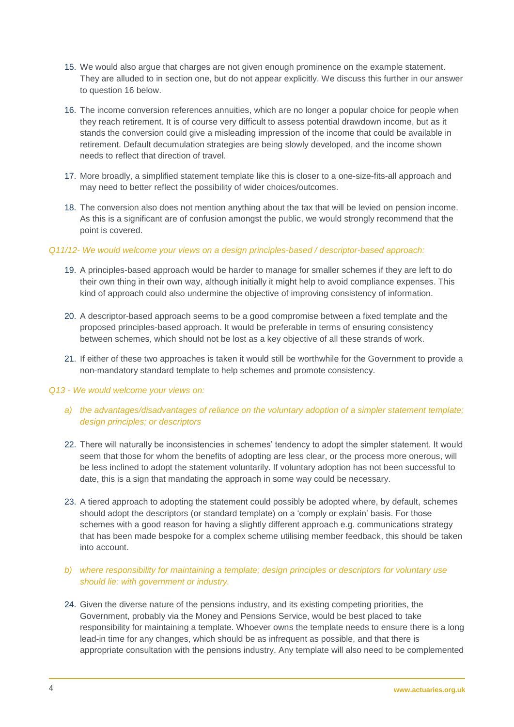15. We would also argue that charges are not given enough prominence on the example statement. They are alluded to in section one, but do not appear explicitly. We discuss this further in our answer to question 16 below.

16. The income conversion references annuities, which are no longer a popular choice for people when they reach retirement. It is of course very difficult to assess potential drawdown income, but as it stands the conversion could give a misleading impression of the income that could be available in retirement. Default decumulation strategies are being slowly developed, and the income shown needs to reflect that direction of travel.

17. More broadly, a simplified statement template like this is closer to a one-size-fits-all approach and may need to better reflect the possibility of wider choices/outcomes.

18. The conversion also does not mention anything about the tax that will be levied on pension income. As this is a significant are of confusion amongst the public, we would strongly recommend that the point is covered.

*Q11/12- We would welcome your views on a design principles-based / descriptor-based approach:*

19. A principles-based approach would be harder to manage for smaller schemes if they are left to do their own thing in their own way, although initially it might help to avoid compliance expenses. This kind of approach could also undermine the objective of improving consistency of information.

20. A descriptor-based approach seems to be a good compromise between a fixed template and the proposed principles-based approach. It would be preferable in terms of ensuring consistency between schemes, which should not be lost as a key objective of all these strands of work.

21. If either of these two approaches is taken it would still be worthwhile for the Government to provide a non-mandatory standard template to help schemes and promote consistency.

*Q13 - We would welcome your views on:*

*a) the advantages/disadvantages of reliance on the voluntary adoption of a simpler statement template; design principles; or descriptors*

22. There will naturally be inconsistencies in schemes' tendency to adopt the simpler statement. It would seem that those for whom the benefits of adopting are less clear, or the process more onerous, will be less inclined to adopt the statement voluntarily. If voluntary adoption has not been successful to date, this is a sign that mandating the approach in some way could be necessary.

23. A tiered approach to adopting the statement could possibly be adopted where, by default, schemes should adopt the descriptors (or standard template) on a 'comply or explain' basis. For those schemes with a good reason for having a slightly different approach e.g. communications strategy that has been made bespoke for a complex scheme utilising member feedback, this should be taken into account.

*b) where responsibility for maintaining a template; design principles or descriptors for voluntary use should lie: with government or industry.*

24. Given the diverse nature of the pensions industry, and its existing competing priorities, the Government, probably via the Money and Pensions Service, would be best placed to take responsibility for maintaining a template. Whoever owns the template needs to ensure there is a long lead-in time for any changes, which should be as infrequent as possible, and that there is appropriate consultation with the pensions industry. Any template will also need to be complemented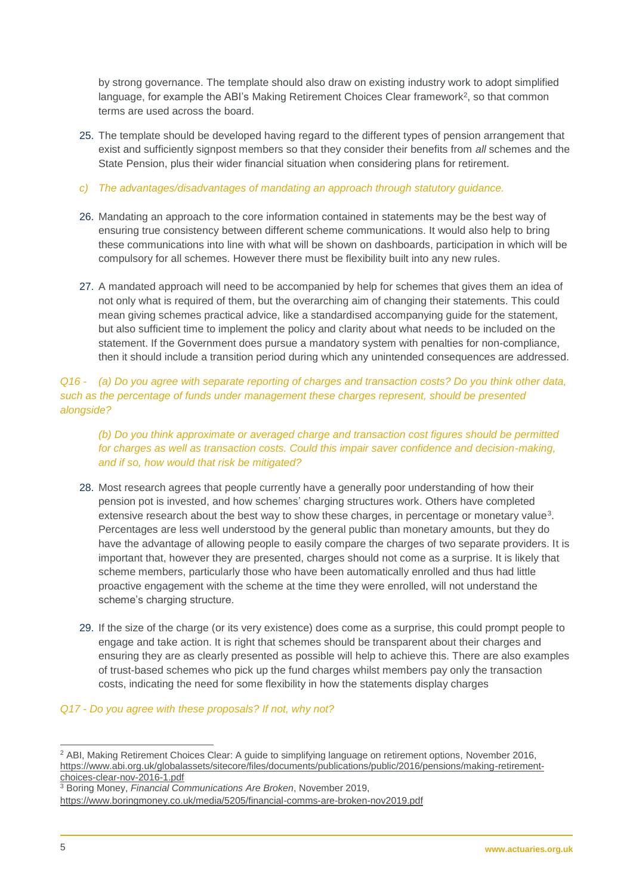by strong governance. The template should also draw on existing industry work to adopt simplified language, for example the ABI's Making Retirement Choices Clear framework[2], so that common terms are used across the board.

25. The template should be developed having regard to the different types of pension arrangement that exist and sufficiently signpost members so that they consider their benefits from *all* schemes and the State Pension, plus their wider financial situation when considering plans for retirement.

*c) The advantages/disadvantages of mandating an approach through statutory guidance.*

26. Mandating an approach to the core information contained in statements may be the best way of ensuring true consistency between different scheme communications. It would also help to bring these communications into line with what will be shown on dashboards, participation in which will be compulsory for all schemes. However there must be flexibility built into any new rules.

27. A mandated approach will need to be accompanied by help for schemes that gives them an idea of not only what is required of them, but the overarching aim of changing their statements. This could mean giving schemes practical advice, like a standardised accompanying guide for the statement, but also sufficient time to implement the policy and clarity about what needs to be included on the statement. If the Government does pursue a mandatory system with penalties for non-compliance, then it should include a transition period during which any unintended consequences are addressed.

*Q16 - (a) Do you agree with separate reporting of charges and transaction costs? Do you think other data, such as the percentage of funds under management these charges represent, should be presented alongside?*

*(b) Do you think approximate or averaged charge and transaction cost figures should be permitted for charges as well as transaction costs. Could this impair saver confidence and decision-making, and if so, how would that risk be mitigated?*

28. Most research agrees that people currently have a generally poor understanding of how their pension pot is invested, and how schemes' charging structures work. Others have completed extensive research about the best way to show these charges, in percentage or monetary value[3]. Percentages are less well understood by the general public than monetary amounts, but they do have the advantage of allowing people to easily compare the charges of two separate providers. It is important that, however they are presented, charges should not come as a surprise. It is likely that scheme members, particularly those who have been automatically enrolled and thus had little proactive engagement with the scheme at the time they were enrolled, will not understand the scheme's charging structure.

29. If the size of the charge (or its very existence) does come as a surprise, this could prompt people to engage and take action. It is right that schemes should be transparent about their charges and ensuring they are as clearly presented as possible will help to achieve this. There are also examples of trust-based schemes who pick up the fund charges whilst members pay only the transaction costs, indicating the need for some flexibility in how the statements display charges

*Q17 - Do you agree with these proposals? If not, why not?*

---

[2] ABI, Making Retirement Choices Clear: A guide to simplifying language on retirement options, November 2016, https://www.abi.org.uk/globalassets/sitecore/files/documents/publications/public/2016/pensions/making-retirement-choices-clear-nov-2016-1.pdf

[3] Boring Money, *Financial Communications Are Broken*, November 2019, https://www.boringmoney.co.uk/media/5205/financial-comms-are-broken-nov2019.pdf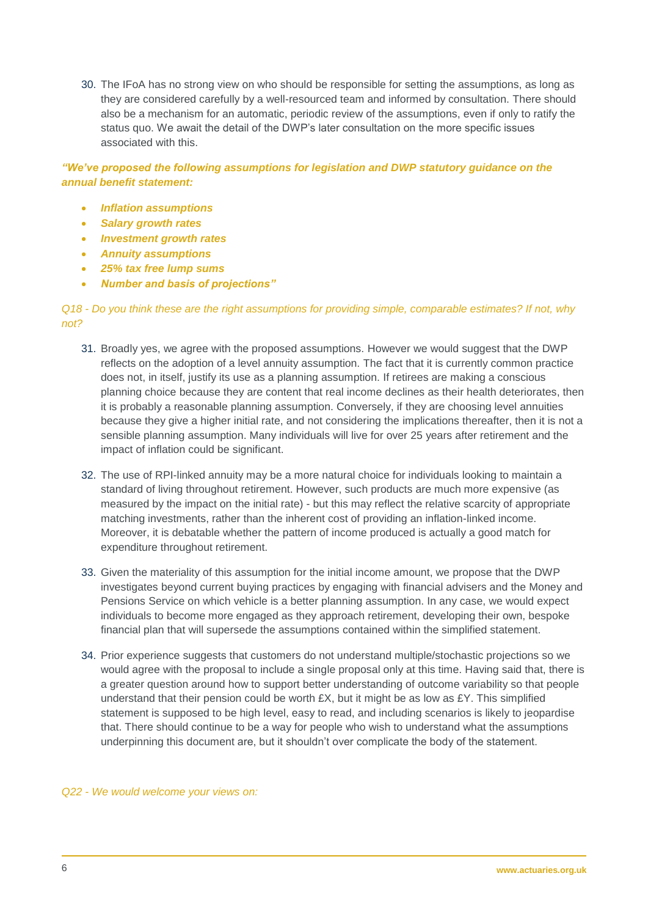30. The IFoA has no strong view on who should be responsible for setting the assumptions, as long as they are considered carefully by a well-resourced team and informed by consultation. There should also be a mechanism for an automatic, periodic review of the assumptions, even if only to ratify the status quo. We await the detail of the DWP's later consultation on the more specific issues associated with this.

***"We've proposed the following assumptions for legislation and DWP statutory guidance on the annual benefit statement:***

- ***Inflation assumptions***
- ***Salary growth rates***
- ***Investment growth rates***
- ***Annuity assumptions***
- ***25% tax free lump sums***
- ***Number and basis of projections"***

*Q18 - Do you think these are the right assumptions for providing simple, comparable estimates? If not, why not?*

31. Broadly yes, we agree with the proposed assumptions. However we would suggest that the DWP reflects on the adoption of a level annuity assumption. The fact that it is currently common practice does not, in itself, justify its use as a planning assumption. If retirees are making a conscious planning choice because they are content that real income declines as their health deteriorates, then it is probably a reasonable planning assumption. Conversely, if they are choosing level annuities because they give a higher initial rate, and not considering the implications thereafter, then it is not a sensible planning assumption. Many individuals will live for over 25 years after retirement and the impact of inflation could be significant.

32. The use of RPI-linked annuity may be a more natural choice for individuals looking to maintain a standard of living throughout retirement. However, such products are much more expensive (as measured by the impact on the initial rate) - but this may reflect the relative scarcity of appropriate matching investments, rather than the inherent cost of providing an inflation-linked income. Moreover, it is debatable whether the pattern of income produced is actually a good match for expenditure throughout retirement.

33. Given the materiality of this assumption for the initial income amount, we propose that the DWP investigates beyond current buying practices by engaging with financial advisers and the Money and Pensions Service on which vehicle is a better planning assumption. In any case, we would expect individuals to become more engaged as they approach retirement, developing their own, bespoke financial plan that will supersede the assumptions contained within the simplified statement.

34. Prior experience suggests that customers do not understand multiple/stochastic projections so we would agree with the proposal to include a single proposal only at this time. Having said that, there is a greater question around how to support better understanding of outcome variability so that people understand that their pension could be worth £X, but it might be as low as £Y. This simplified statement is supposed to be high level, easy to read, and including scenarios is likely to jeopardise that. There should continue to be a way for people who wish to understand what the assumptions underpinning this document are, but it shouldn't over complicate the body of the statement.

*Q22 - We would welcome your views on:*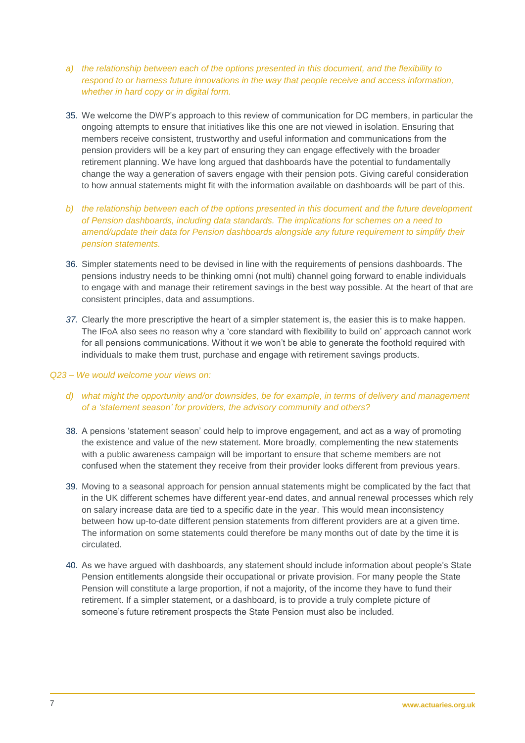*a) the relationship between each of the options presented in this document, and the flexibility to respond to or harness future innovations in the way that people receive and access information, whether in hard copy or in digital form.*

35. We welcome the DWP's approach to this review of communication for DC members, in particular the ongoing attempts to ensure that initiatives like this one are not viewed in isolation. Ensuring that members receive consistent, trustworthy and useful information and communications from the pension providers will be a key part of ensuring they can engage effectively with the broader retirement planning. We have long argued that dashboards have the potential to fundamentally change the way a generation of savers engage with their pension pots. Giving careful consideration to how annual statements might fit with the information available on dashboards will be part of this.

*b) the relationship between each of the options presented in this document and the future development of Pension dashboards, including data standards. The implications for schemes on a need to amend/update their data for Pension dashboards alongside any future requirement to simplify their pension statements.*

36. Simpler statements need to be devised in line with the requirements of pensions dashboards. The pensions industry needs to be thinking omni (not multi) channel going forward to enable individuals to engage with and manage their retirement savings in the best way possible. At the heart of that are consistent principles, data and assumptions.

37. Clearly the more prescriptive the heart of a simpler statement is, the easier this is to make happen. The IFoA also sees no reason why a 'core standard with flexibility to build on' approach cannot work for all pensions communications. Without it we won't be able to generate the foothold required with individuals to make them trust, purchase and engage with retirement savings products.

*Q23 – We would welcome your views on:*

*d) what might the opportunity and/or downsides, be for example, in terms of delivery and management of a 'statement season' for providers, the advisory community and others?*

38. A pensions 'statement season' could help to improve engagement, and act as a way of promoting the existence and value of the new statement. More broadly, complementing the new statements with a public awareness campaign will be important to ensure that scheme members are not confused when the statement they receive from their provider looks different from previous years.

39. Moving to a seasonal approach for pension annual statements might be complicated by the fact that in the UK different schemes have different year-end dates, and annual renewal processes which rely on salary increase data are tied to a specific date in the year. This would mean inconsistency between how up-to-date different pension statements from different providers are at a given time. The information on some statements could therefore be many months out of date by the time it is circulated.

40. As we have argued with dashboards, any statement should include information about people's State Pension entitlements alongside their occupational or private provision. For many people the State Pension will constitute a large proportion, if not a majority, of the income they have to fund their retirement. If a simpler statement, or a dashboard, is to provide a truly complete picture of someone's future retirement prospects the State Pension must also be included.